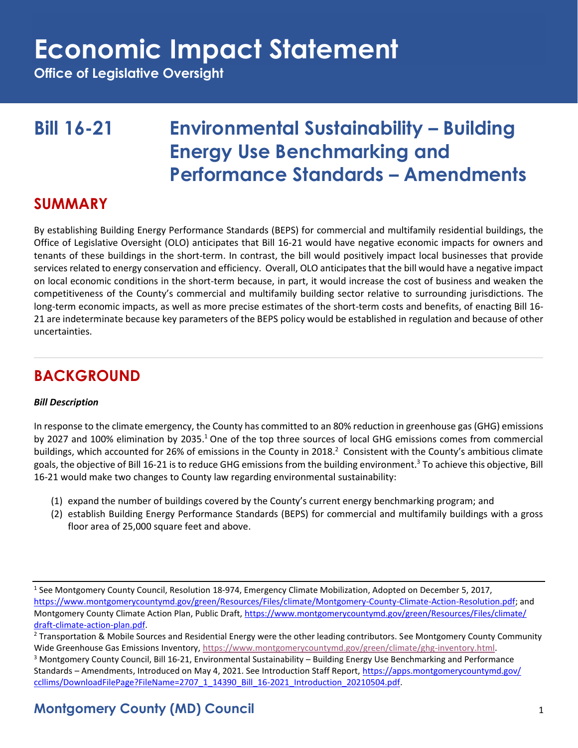# Economic Impact Statement

**Office of Legislative Oversight**

## Bill 16-21 Environmental Sustainability – Building Energy Use Benchmarking and Performance Standards – Amendments

## SUMMARY

By establishing Building Energy Performance Standards (BEPS) for commercial and multifamily residential buildings, the Office of Legislative Oversight (OLO) anticipates that Bill 16-21 would have negative economic impacts for owners and tenants of these buildings in the short-term. In contrast, the bill would positively impact local businesses that provide services related to energy conservation and efficiency. Overall, OLO anticipates that the bill would have a negative impact on local economic conditions in the short-term because, in part, it would increase the cost of business and weaken the competitiveness of the County's commercial and multifamily building sector relative to surrounding jurisdictions. The long-term economic impacts, as well as more precise estimates of the short-term costs and benefits, of enacting Bill 16-21 are indeterminate because key parameters of the BEPS policy would be established in regulation and because of other uncertainties.

## BACKGROUND

***Bill Description***

In response to the climate emergency, the County has committed to an 80% reduction in greenhouse gas (GHG) emissions by 2027 and 100% elimination by 2035.[1] One of the top three sources of local GHG emissions comes from commercial buildings, which accounted for 26% of emissions in the County in 2018.[2] Consistent with the County's ambitious climate goals, the objective of Bill 16-21 is to reduce GHG emissions from the building environment.[3] To achieve this objective, Bill 16-21 would make two changes to County law regarding environmental sustainability:

(1) expand the number of buildings covered by the County's current energy benchmarking program; and
(2) establish Building Energy Performance Standards (BEPS) for commercial and multifamily buildings with a gross floor area of 25,000 square feet and above.

---

[1] See Montgomery County Council, Resolution 18-974, Emergency Climate Mobilization, Adopted on December 5, 2017, https://www.montgomerycountymd.gov/green/Resources/Files/climate/Montgomery-County-Climate-Action-Resolution.pdf; and Montgomery County Climate Action Plan, Public Draft, https://www.montgomerycountymd.gov/green/Resources/Files/climate/draft-climate-action-plan.pdf.

[2] Transportation & Mobile Sources and Residential Energy were the other leading contributors. See Montgomery County Community Wide Greenhouse Gas Emissions Inventory, https://www.montgomerycountymd.gov/green/climate/ghg-inventory.html.

[3] Montgomery County Council, Bill 16-21, Environmental Sustainability – Building Energy Use Benchmarking and Performance Standards – Amendments, Introduced on May 4, 2021. See Introduction Staff Report, https://apps.montgomerycountymd.gov/ccllims/DownloadFilePage?FileName=2707_1_14390_Bill_16-2021_Introduction_20210504.pdf.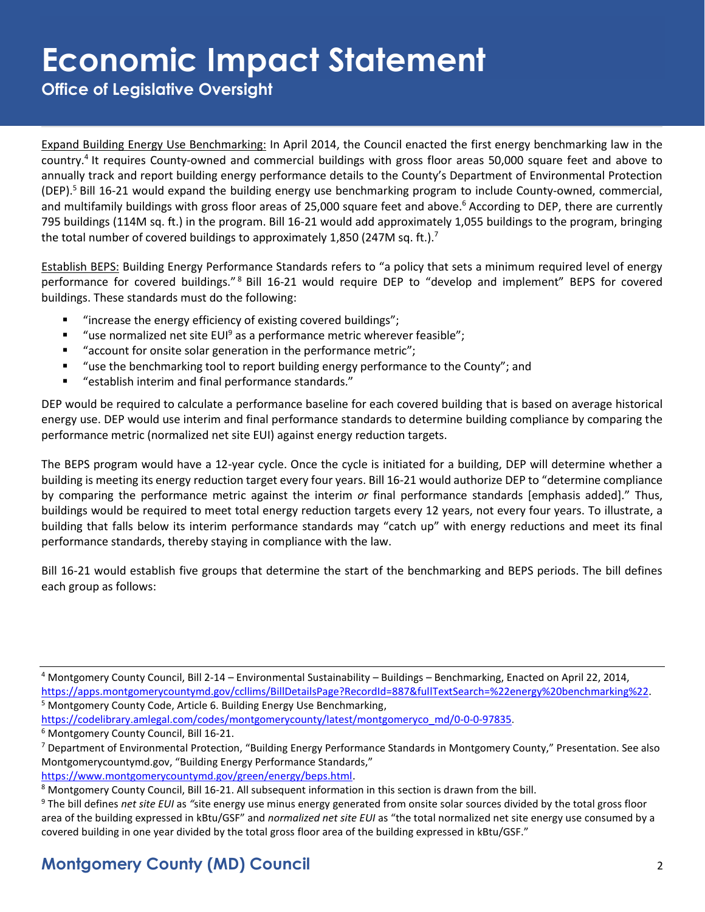Expand Building Energy Use Benchmarking: In April 2014, the Council enacted the first energy benchmarking law in the country.[4] It requires County-owned and commercial buildings with gross floor areas 50,000 square feet and above to annually track and report building energy performance details to the County's Department of Environmental Protection (DEP).[5] Bill 16-21 would expand the building energy use benchmarking program to include County-owned, commercial, and multifamily buildings with gross floor areas of 25,000 square feet and above.[6] According to DEP, there are currently 795 buildings (114M sq. ft.) in the program. Bill 16-21 would add approximately 1,055 buildings to the program, bringing the total number of covered buildings to approximately 1,850 (247M sq. ft.).[7]

Establish BEPS: Building Energy Performance Standards refers to "a policy that sets a minimum required level of energy performance for covered buildings."[8] Bill 16-21 would require DEP to "develop and implement" BEPS for covered buildings. These standards must do the following:

- "increase the energy efficiency of existing covered buildings";
- "use normalized net site EUI[9] as a performance metric wherever feasible";
- "account for onsite solar generation in the performance metric";
- "use the benchmarking tool to report building energy performance to the County"; and
- "establish interim and final performance standards."

DEP would be required to calculate a performance baseline for each covered building that is based on average historical energy use. DEP would use interim and final performance standards to determine building compliance by comparing the performance metric (normalized net site EUI) against energy reduction targets.

The BEPS program would have a 12-year cycle. Once the cycle is initiated for a building, DEP will determine whether a building is meeting its energy reduction target every four years. Bill 16-21 would authorize DEP to "determine compliance by comparing the performance metric against the interim *or* final performance standards [emphasis added]." Thus, buildings would be required to meet total energy reduction targets every 12 years, not every four years. To illustrate, a building that falls below its interim performance standards may "catch up" with energy reductions and meet its final performance standards, thereby staying in compliance with the law.

Bill 16-21 would establish five groups that determine the start of the benchmarking and BEPS periods. The bill defines each group as follows:

---

[4] Montgomery County Council, Bill 2-14 – Environmental Sustainability – Buildings – Benchmarking, Enacted on April 22, 2014, https://apps.montgomerycountymd.gov/ccllims/BillDetailsPage?RecordId=887&fullTextSearch=%22energy%20benchmarking%22.

[5] Montgomery County Code, Article 6. Building Energy Use Benchmarking, https://codelibrary.amlegal.com/codes/montgomerycounty/latest/montgomeryco_md/0-0-0-97835.

[6] Montgomery County Council, Bill 16-21.

[7] Department of Environmental Protection, "Building Energy Performance Standards in Montgomery County," Presentation. See also Montgomerycountymd.gov, "Building Energy Performance Standards," https://www.montgomerycountymd.gov/green/energy/beps.html.

[8] Montgomery County Council, Bill 16-21. All subsequent information in this section is drawn from the bill.

[9] The bill defines *net site EUI* as "site energy use minus energy generated from onsite solar sources divided by the total gross floor area of the building expressed in kBtu/GSF" and *normalized net site EUI* as "the total normalized net site energy use consumed by a covered building in one year divided by the total gross floor area of the building expressed in kBtu/GSF."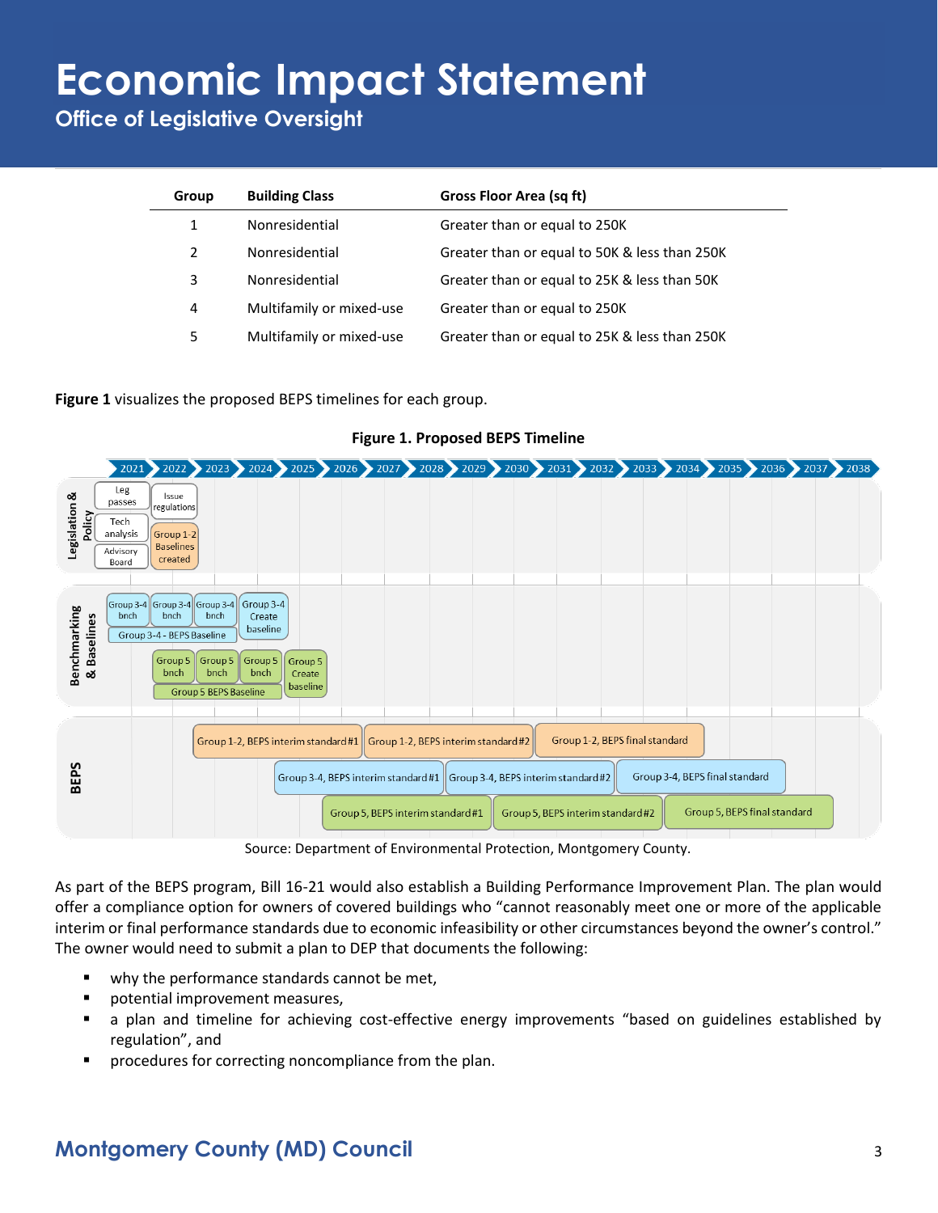| Group | Building Class | Gross Floor Area (sq ft) |
|---|---|---|
| 1 | Nonresidential | Greater than or equal to 250K |
| 2 | Nonresidential | Greater than or equal to 50K & less than 250K |
| 3 | Nonresidential | Greater than or equal to 25K & less than 50K |
| 4 | Multifamily or mixed-use | Greater than or equal to 250K |
| 5 | Multifamily or mixed-use | Greater than or equal to 25K & less than 250K |

**Figure 1** visualizes the proposed BEPS timelines for each group.

**Figure 1. Proposed BEPS Timeline**

Source: Department of Environmental Protection, Montgomery County.

As part of the BEPS program, Bill 16-21 would also establish a Building Performance Improvement Plan. The plan would offer a compliance option for owners of covered buildings who "cannot reasonably meet one or more of the applicable interim or final performance standards due to economic infeasibility or other circumstances beyond the owner's control." The owner would need to submit a plan to DEP that documents the following:

- why the performance standards cannot be met,
- potential improvement measures,
- a plan and timeline for achieving cost-effective energy improvements "based on guidelines established by regulation", and
- procedures for correcting noncompliance from the plan.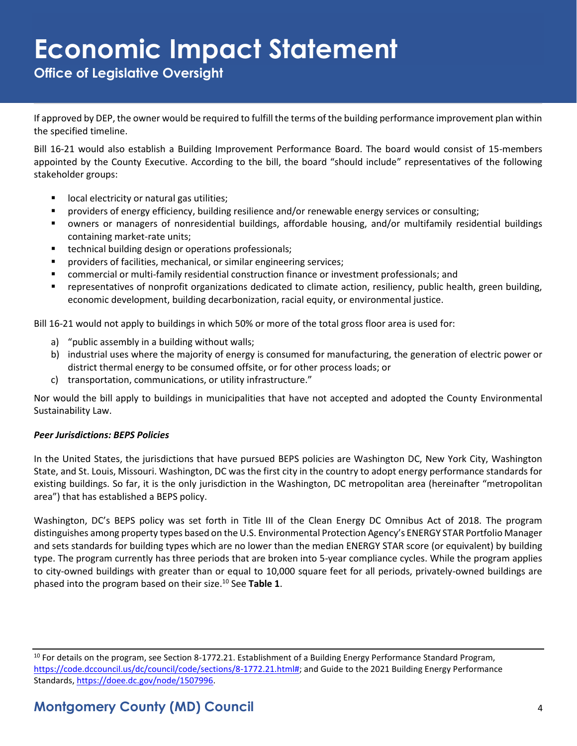If approved by DEP, the owner would be required to fulfill the terms of the building performance improvement plan within the specified timeline.

Bill 16-21 would also establish a Building Improvement Performance Board. The board would consist of 15-members appointed by the County Executive. According to the bill, the board "should include" representatives of the following stakeholder groups:

- local electricity or natural gas utilities;
- providers of energy efficiency, building resilience and/or renewable energy services or consulting;
- owners or managers of nonresidential buildings, affordable housing, and/or multifamily residential buildings containing market-rate units;
- technical building design or operations professionals;
- providers of facilities, mechanical, or similar engineering services;
- commercial or multi-family residential construction finance or investment professionals; and
- representatives of nonprofit organizations dedicated to climate action, resiliency, public health, green building, economic development, building decarbonization, racial equity, or environmental justice.

Bill 16-21 would not apply to buildings in which 50% or more of the total gross floor area is used for:

a) "public assembly in a building without walls;
b) industrial uses where the majority of energy is consumed for manufacturing, the generation of electric power or district thermal energy to be consumed offsite, or for other process loads; or
c) transportation, communications, or utility infrastructure."

Nor would the bill apply to buildings in municipalities that have not accepted and adopted the County Environmental Sustainability Law.

***Peer Jurisdictions: BEPS Policies***

In the United States, the jurisdictions that have pursued BEPS policies are Washington DC, New York City, Washington State, and St. Louis, Missouri. Washington, DC was the first city in the country to adopt energy performance standards for existing buildings. So far, it is the only jurisdiction in the Washington, DC metropolitan area (hereinafter "metropolitan area") that has established a BEPS policy.

Washington, DC's BEPS policy was set forth in Title III of the Clean Energy DC Omnibus Act of 2018. The program distinguishes among property types based on the U.S. Environmental Protection Agency's ENERGY STAR Portfolio Manager and sets standards for building types which are no lower than the median ENERGY STAR score (or equivalent) by building type. The program currently has three periods that are broken into 5-year compliance cycles. While the program applies to city-owned buildings with greater than or equal to 10,000 square feet for all periods, privately-owned buildings are phased into the program based on their size.[10] See **Table 1**.

---

[10] For details on the program, see Section 8-1772.21. Establishment of a Building Energy Performance Standard Program, https://code.dccouncil.us/dc/council/code/sections/8-1772.21.html#; and Guide to the 2021 Building Energy Performance Standards, https://doee.dc.gov/node/1507996.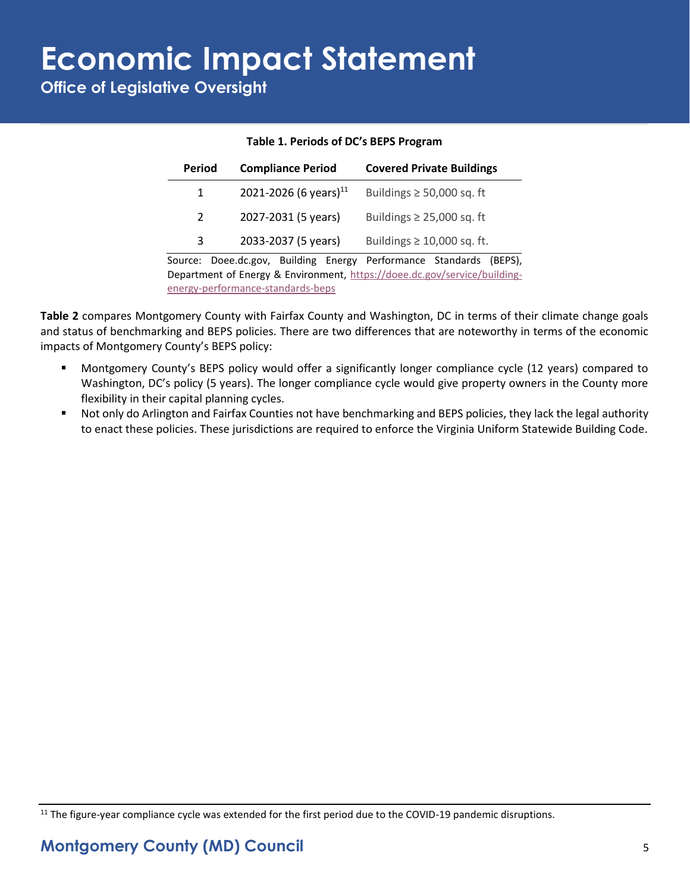**Table 1. Periods of DC's BEPS Program**

| Period | Compliance Period | Covered Private Buildings |
|---|---|---|
| 1 | 2021-2026 (6 years)[11] | Buildings ≥ 50,000 sq. ft |
| 2 | 2027-2031 (5 years) | Buildings ≥ 25,000 sq. ft |
| 3 | 2033-2037 (5 years) | Buildings ≥ 10,000 sq. ft. |

Source: Doee.dc.gov, Building Energy Performance Standards (BEPS), Department of Energy & Environment, https://doee.dc.gov/service/building-energy-performance-standards-beps

**Table 2** compares Montgomery County with Fairfax County and Washington, DC in terms of their climate change goals and status of benchmarking and BEPS policies. There are two differences that are noteworthy in terms of the economic impacts of Montgomery County's BEPS policy:

- Montgomery County's BEPS policy would offer a significantly longer compliance cycle (12 years) compared to Washington, DC's policy (5 years). The longer compliance cycle would give property owners in the County more flexibility in their capital planning cycles.
- Not only do Arlington and Fairfax Counties not have benchmarking and BEPS policies, they lack the legal authority to enact these policies. These jurisdictions are required to enforce the Virginia Uniform Statewide Building Code.

[11] The figure-year compliance cycle was extended for the first period due to the COVID-19 pandemic disruptions.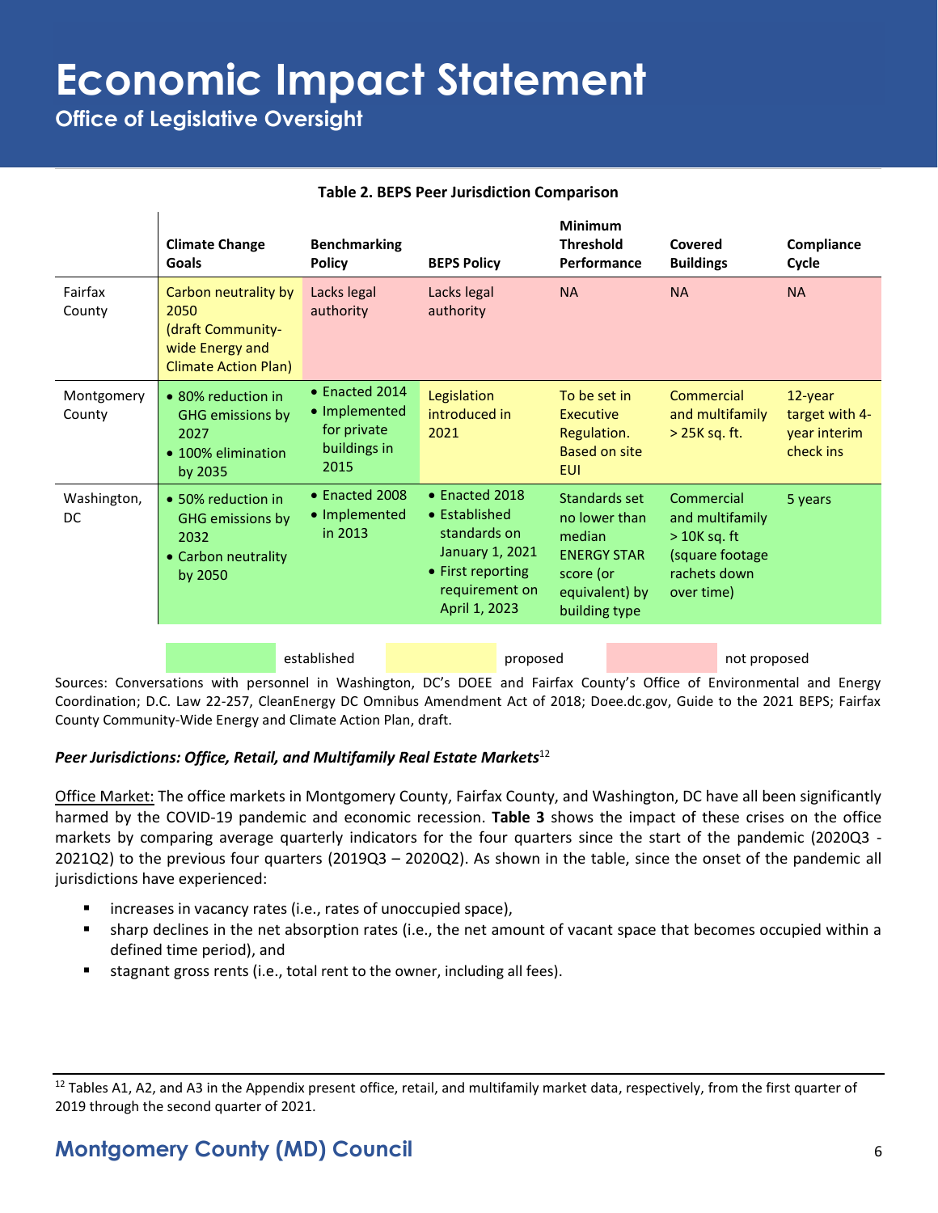**Table 2. BEPS Peer Jurisdiction Comparison**

| | Climate Change Goals | Benchmarking Policy | BEPS Policy | Minimum Threshold Performance | Covered Buildings | Compliance Cycle |
|---|---|---|---|---|---|---|
| Fairfax County | Carbon neutrality by 2050 (draft Community-wide Energy and Climate Action Plan) | Lacks legal authority | Lacks legal authority | NA | NA | NA |
| Montgomery County | • 80% reduction in GHG emissions by 2027 • 100% elimination by 2035 | • Enacted 2014 • Implemented for private buildings in 2015 | Legislation introduced in 2021 | To be set in Executive Regulation. Based on site EUI | Commercial and multifamily > 25K sq. ft. | 12-year target with 4-year interim check ins |
| Washington, DC | • 50% reduction in GHG emissions by 2032 • Carbon neutrality by 2050 | • Enacted 2008 • Implemented in 2013 | • Enacted 2018 • Established standards on January 1, 2021 • First reporting requirement on April 1, 2023 | Standards set no lower than median ENERGY STAR score (or equivalent) by building type | Commercial and multifamily > 10K sq. ft (square footage rachets down over time) | 5 years |

Legend: established (Washington, DC row; Montgomery County Climate Change Goals and Benchmarking Policy) | proposed (Fairfax County Climate Change Goals; Montgomery County BEPS Policy, Minimum Threshold Performance, Covered Buildings, Compliance Cycle) | not proposed (Fairfax County Benchmarking Policy, BEPS Policy, Minimum Threshold Performance, Covered Buildings, Compliance Cycle)

Sources: Conversations with personnel in Washington, DC's DOEE and Fairfax County's Office of Environmental and Energy Coordination; D.C. Law 22-257, CleanEnergy DC Omnibus Amendment Act of 2018; Doee.dc.gov, Guide to the 2021 BEPS; Fairfax County Community-Wide Energy and Climate Action Plan, draft.

***Peer Jurisdictions: Office, Retail, and Multifamily Real Estate Markets***[12]

Office Market: The office markets in Montgomery County, Fairfax County, and Washington, DC have all been significantly harmed by the COVID-19 pandemic and economic recession. **Table 3** shows the impact of these crises on the office markets by comparing average quarterly indicators for the four quarters since the start of the pandemic (2020Q3 - 2021Q2) to the previous four quarters (2019Q3 – 2020Q2). As shown in the table, since the onset of the pandemic all jurisdictions have experienced:

- increases in vacancy rates (i.e., rates of unoccupied space),
- sharp declines in the net absorption rates (i.e., the net amount of vacant space that becomes occupied within a defined time period), and
- stagnant gross rents (i.e., total rent to the owner, including all fees).

[12] Tables A1, A2, and A3 in the Appendix present office, retail, and multifamily market data, respectively, from the first quarter of 2019 through the second quarter of 2021.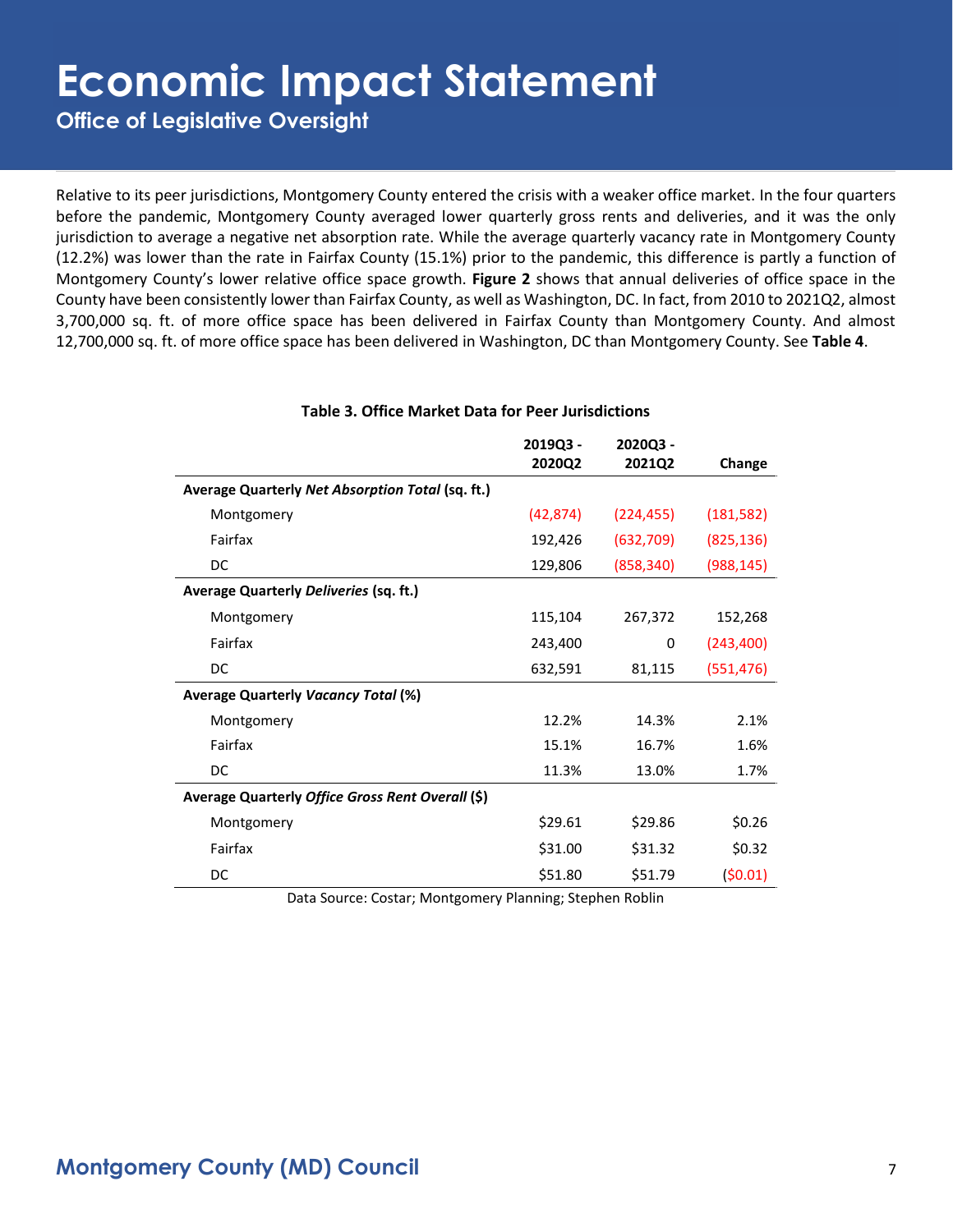Relative to its peer jurisdictions, Montgomery County entered the crisis with a weaker office market. In the four quarters before the pandemic, Montgomery County averaged lower quarterly gross rents and deliveries, and it was the only jurisdiction to average a negative net absorption rate. While the average quarterly vacancy rate in Montgomery County (12.2%) was lower than the rate in Fairfax County (15.1%) prior to the pandemic, this difference is partly a function of Montgomery County's lower relative office space growth. **Figure 2** shows that annual deliveries of office space in the County have been consistently lower than Fairfax County, as well as Washington, DC. In fact, from 2010 to 2021Q2, almost 3,700,000 sq. ft. of more office space has been delivered in Fairfax County than Montgomery County. And almost 12,700,000 sq. ft. of more office space has been delivered in Washington, DC than Montgomery County. See **Table 4**.

**Table 3. Office Market Data for Peer Jurisdictions**

| | 2019Q3 - 2020Q2 | 2020Q3 - 2021Q2 | Change |
|---|---|---|---|
| **Average Quarterly *Net Absorption Total* (sq. ft.)** | | | |
| Montgomery | (42,874) | (224,455) | (181,582) |
| Fairfax | 192,426 | (632,709) | (825,136) |
| DC | 129,806 | (858,340) | (988,145) |
| **Average Quarterly *Deliveries* (sq. ft.)** | | | |
| Montgomery | 115,104 | 267,372 | 152,268 |
| Fairfax | 243,400 | 0 | (243,400) |
| DC | 632,591 | 81,115 | (551,476) |
| **Average Quarterly *Vacancy Total* (%)** | | | |
| Montgomery | 12.2% | 14.3% | 2.1% |
| Fairfax | 15.1% | 16.7% | 1.6% |
| DC | 11.3% | 13.0% | 1.7% |
| **Average Quarterly *Office Gross Rent Overall* ($)** | | | |
| Montgomery | $29.61 | $29.86 | $0.26 |
| Fairfax | $31.00 | $31.32 | $0.32 |
| DC | $51.80 | $51.79 | ($0.01) |

Data Source: Costar; Montgomery Planning; Stephen Roblin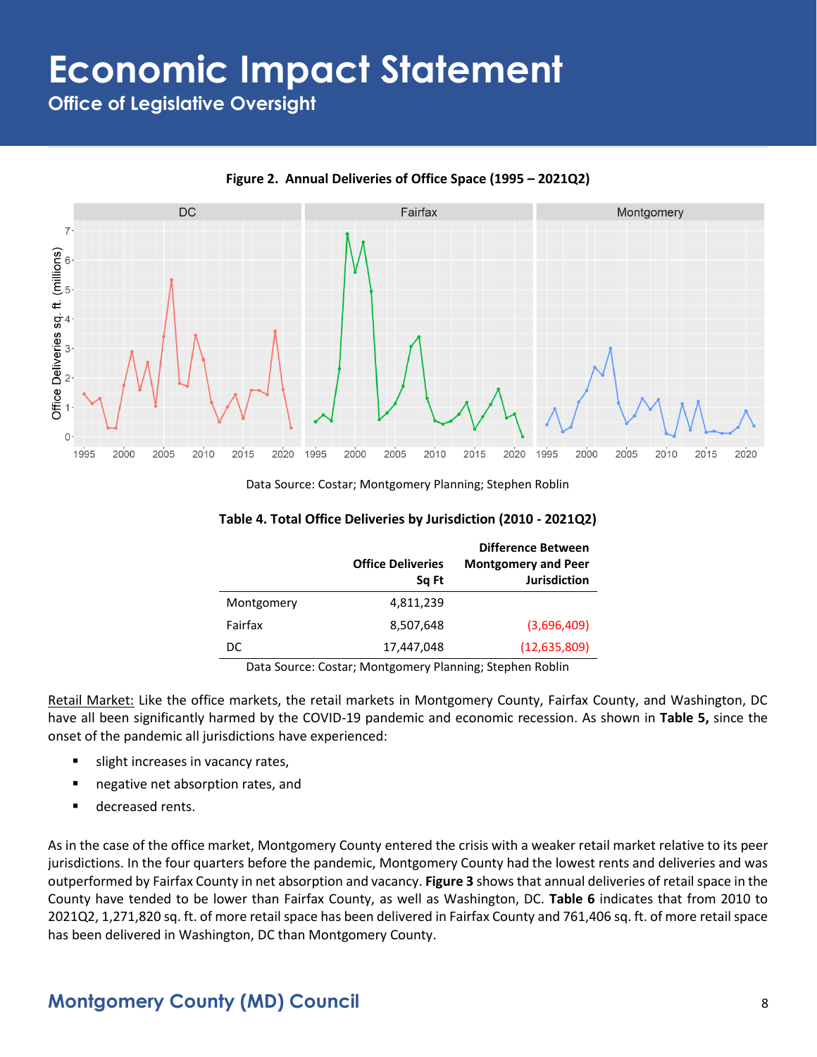**Figure 2. Annual Deliveries of Office Space (1995 – 2021Q2)**

Data Source: Costar; Montgomery Planning; Stephen Roblin

**Table 4. Total Office Deliveries by Jurisdiction (2010 - 2021Q2)**

| | Office Deliveries Sq Ft | Difference Between Montgomery and Peer Jurisdiction |
|---|---|---|
| Montgomery | 4,811,239 | |
| Fairfax | 8,507,648 | (3,696,409) |
| DC | 17,447,048 | (12,635,809) |

Data Source: Costar; Montgomery Planning; Stephen Roblin

Retail Market: Like the office markets, the retail markets in Montgomery County, Fairfax County, and Washington, DC have all been significantly harmed by the COVID-19 pandemic and economic recession. As shown in **Table 5,** since the onset of the pandemic all jurisdictions have experienced:

- slight increases in vacancy rates,
- negative net absorption rates, and
- decreased rents.

As in the case of the office market, Montgomery County entered the crisis with a weaker retail market relative to its peer jurisdictions. In the four quarters before the pandemic, Montgomery County had the lowest rents and deliveries and was outperformed by Fairfax County in net absorption and vacancy. **Figure 3** shows that annual deliveries of retail space in the County have tended to be lower than Fairfax County, as well as Washington, DC. **Table 6** indicates that from 2010 to 2021Q2, 1,271,820 sq. ft. of more retail space has been delivered in Fairfax County and 761,406 sq. ft. of more retail space has been delivered in Washington, DC than Montgomery County.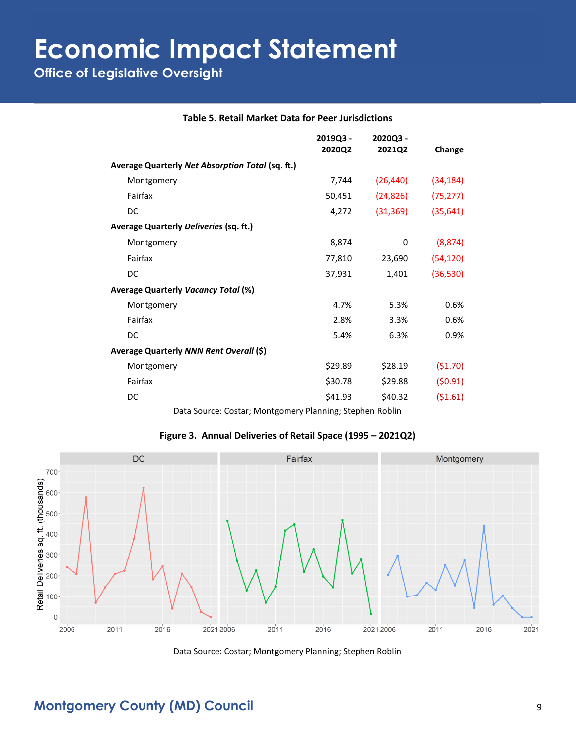**Table 5. Retail Market Data for Peer Jurisdictions**

| | 2019Q3 - 2020Q2 | 2020Q3 - 2021Q2 | Change |
|---|---|---|---|
| **Average Quarterly *Net Absorption Total* (sq. ft.)** | | | |
| Montgomery | 7,744 | (26,440) | (34,184) |
| Fairfax | 50,451 | (24,826) | (75,277) |
| DC | 4,272 | (31,369) | (35,641) |
| **Average Quarterly *Deliveries* (sq. ft.)** | | | |
| Montgomery | 8,874 | 0 | (8,874) |
| Fairfax | 77,810 | 23,690 | (54,120) |
| DC | 37,931 | 1,401 | (36,530) |
| **Average Quarterly *Vacancy Total* (%)** | | | |
| Montgomery | 4.7% | 5.3% | 0.6% |
| Fairfax | 2.8% | 3.3% | 0.6% |
| DC | 5.4% | 6.3% | 0.9% |
| **Average Quarterly *NNN Rent Overall* ($)** | | | |
| Montgomery | $29.89 | $28.19 | ($1.70) |
| Fairfax | $30.78 | $29.88 | ($0.91) |
| DC | $41.93 | $40.32 | ($1.61) |

Data Source: Costar; Montgomery Planning; Stephen Roblin

**Figure 3. Annual Deliveries of Retail Space (1995 – 2021Q2)**

Data Source: Costar; Montgomery Planning; Stephen Roblin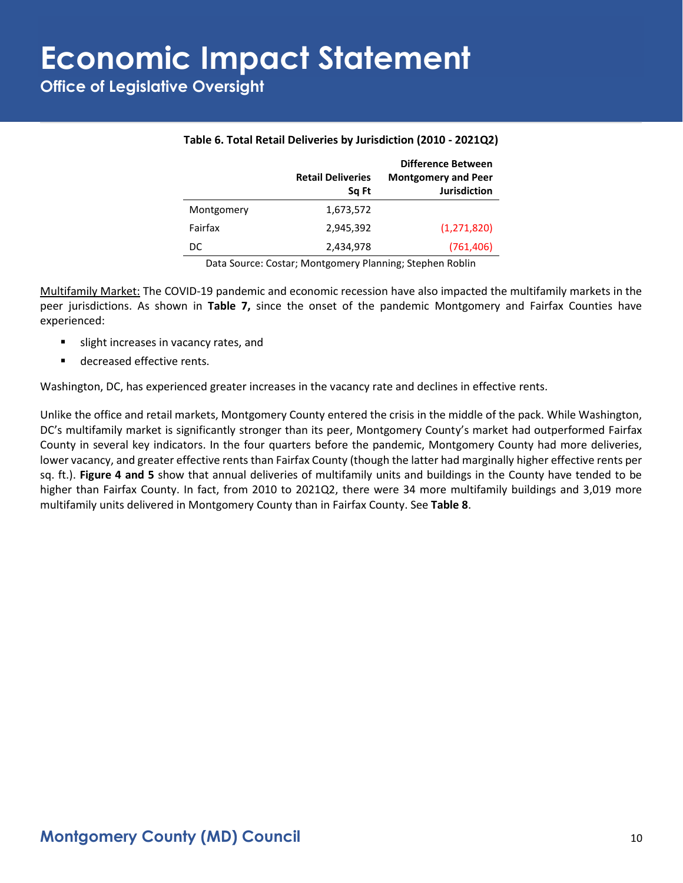**Table 6. Total Retail Deliveries by Jurisdiction (2010 - 2021Q2)**

| | Retail Deliveries Sq Ft | Difference Between Montgomery and Peer Jurisdiction |
|---|---|---|
| Montgomery | 1,673,572 | |
| Fairfax | 2,945,392 | (1,271,820) |
| DC | 2,434,978 | (761,406) |

Data Source: Costar; Montgomery Planning; Stephen Roblin

Multifamily Market: The COVID-19 pandemic and economic recession have also impacted the multifamily markets in the peer jurisdictions. As shown in **Table 7,** since the onset of the pandemic Montgomery and Fairfax Counties have experienced:

- slight increases in vacancy rates, and
- decreased effective rents.

Washington, DC, has experienced greater increases in the vacancy rate and declines in effective rents.

Unlike the office and retail markets, Montgomery County entered the crisis in the middle of the pack. While Washington, DC's multifamily market is significantly stronger than its peer, Montgomery County's market had outperformed Fairfax County in several key indicators. In the four quarters before the pandemic, Montgomery County had more deliveries, lower vacancy, and greater effective rents than Fairfax County (though the latter had marginally higher effective rents per sq. ft.). **Figure 4 and 5** show that annual deliveries of multifamily units and buildings in the County have tended to be higher than Fairfax County. In fact, from 2010 to 2021Q2, there were 34 more multifamily buildings and 3,019 more multifamily units delivered in Montgomery County than in Fairfax County. See **Table 8**.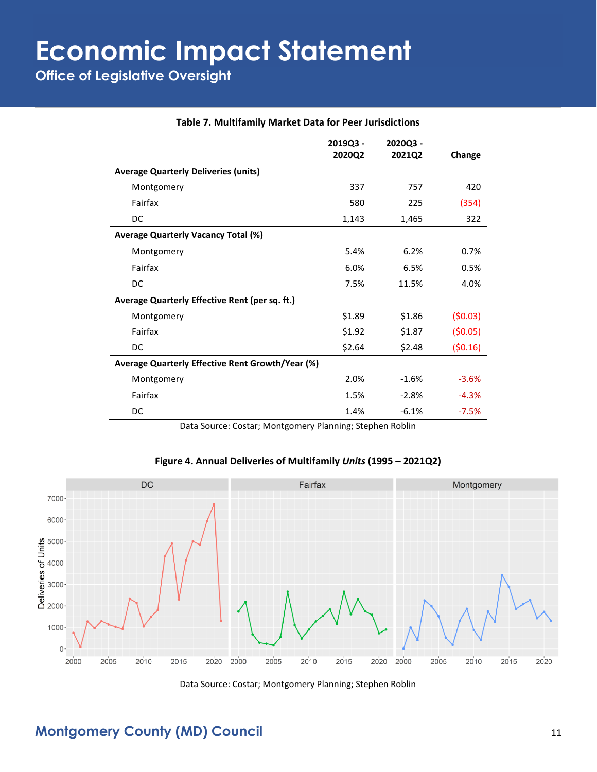**Table 7. Multifamily Market Data for Peer Jurisdictions**

| | 2019Q3 - 2020Q2 | 2020Q3 - 2021Q2 | Change |
|---|---|---|---|
| **Average Quarterly Deliveries (units)** | | | |
| Montgomery | 337 | 757 | 420 |
| Fairfax | 580 | 225 | (354) |
| DC | 1,143 | 1,465 | 322 |
| **Average Quarterly Vacancy Total (%)** | | | |
| Montgomery | 5.4% | 6.2% | 0.7% |
| Fairfax | 6.0% | 6.5% | 0.5% |
| DC | 7.5% | 11.5% | 4.0% |
| **Average Quarterly Effective Rent (per sq. ft.)** | | | |
| Montgomery | $1.89 | $1.86 | ($0.03) |
| Fairfax | $1.92 | $1.87 | ($0.05) |
| DC | $2.64 | $2.48 | ($0.16) |
| **Average Quarterly Effective Rent Growth/Year (%)** | | | |
| Montgomery | 2.0% | -1.6% | -3.6% |
| Fairfax | 1.5% | -2.8% | -4.3% |
| DC | 1.4% | -6.1% | -7.5% |

Data Source: Costar; Montgomery Planning; Stephen Roblin

**Figure 4. Annual Deliveries of Multifamily *Units* (1995 – 2021Q2)**

Data Source: Costar; Montgomery Planning; Stephen Roblin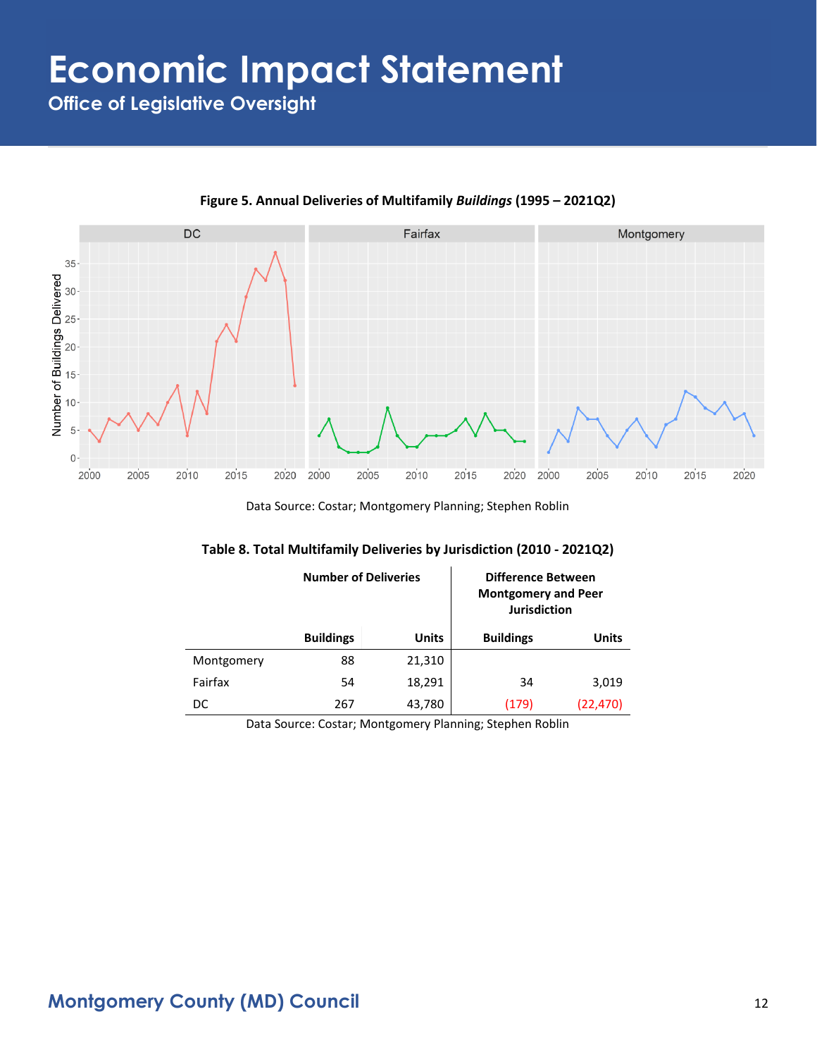**Figure 5. Annual Deliveries of Multifamily *Buildings* (1995 – 2021Q2)**

Data Source: Costar; Montgomery Planning; Stephen Roblin

**Table 8. Total Multifamily Deliveries by Jurisdiction (2010 - 2021Q2)**

| | Number of Deliveries | | Difference Between Montgomery and Peer Jurisdiction | |
|---|---|---|---|---|
| | **Buildings** | **Units** | **Buildings** | **Units** |
| Montgomery | 88 | 21,310 | | |
| Fairfax | 54 | 18,291 | 34 | 3,019 |
| DC | 267 | 43,780 | (179) | (22,470) |

Data Source: Costar; Montgomery Planning; Stephen Roblin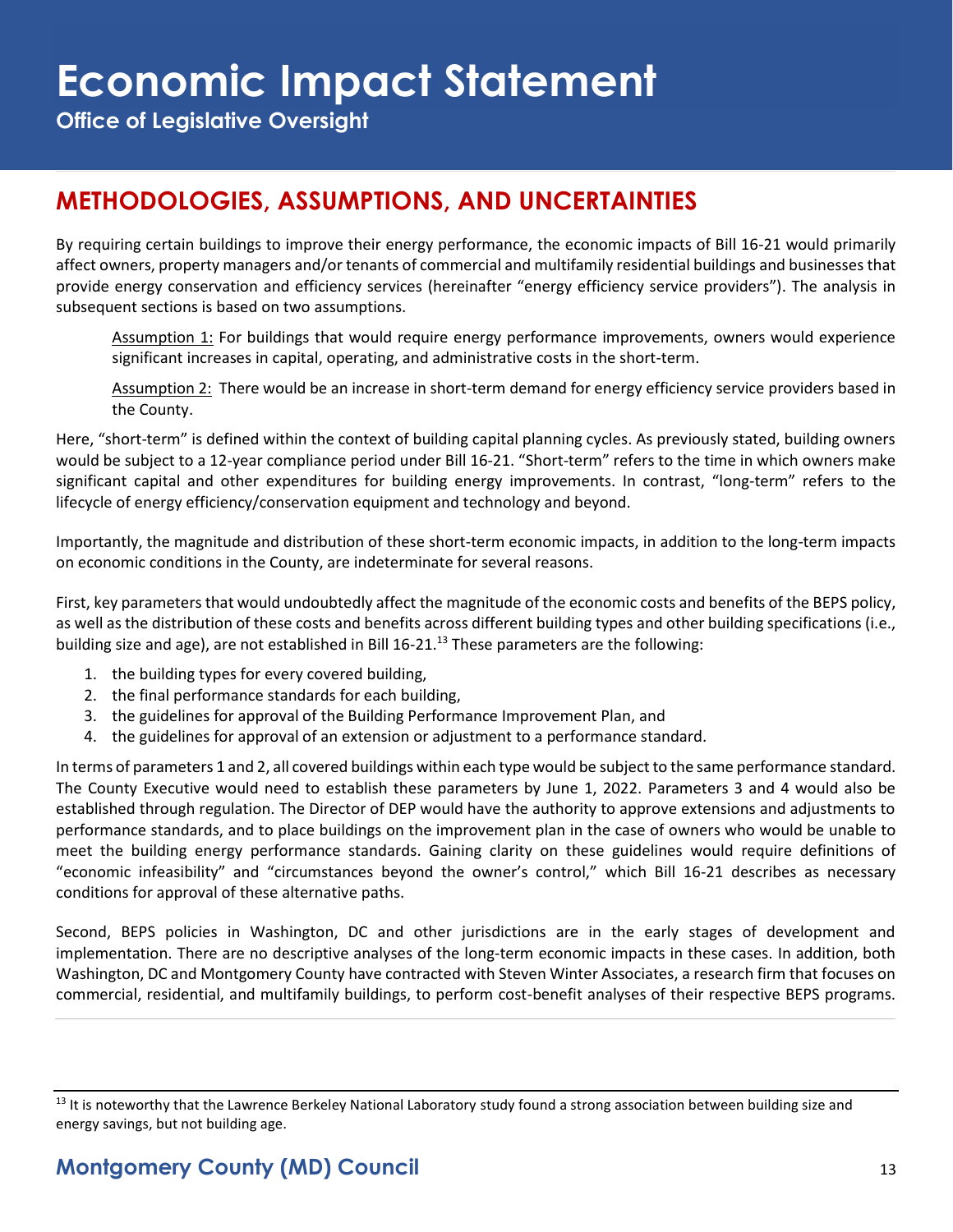## METHODOLOGIES, ASSUMPTIONS, AND UNCERTAINTIES

By requiring certain buildings to improve their energy performance, the economic impacts of Bill 16-21 would primarily affect owners, property managers and/or tenants of commercial and multifamily residential buildings and businesses that provide energy conservation and efficiency services (hereinafter "energy efficiency service providers"). The analysis in subsequent sections is based on two assumptions.

> Assumption 1: For buildings that would require energy performance improvements, owners would experience significant increases in capital, operating, and administrative costs in the short-term.
>
> Assumption 2: There would be an increase in short-term demand for energy efficiency service providers based in the County.

Here, "short-term" is defined within the context of building capital planning cycles. As previously stated, building owners would be subject to a 12-year compliance period under Bill 16-21. "Short-term" refers to the time in which owners make significant capital and other expenditures for building energy improvements. In contrast, "long-term" refers to the lifecycle of energy efficiency/conservation equipment and technology and beyond.

Importantly, the magnitude and distribution of these short-term economic impacts, in addition to the long-term impacts on economic conditions in the County, are indeterminate for several reasons.

First, key parameters that would undoubtedly affect the magnitude of the economic costs and benefits of the BEPS policy, as well as the distribution of these costs and benefits across different building types and other building specifications (i.e., building size and age), are not established in Bill 16-21.[13] These parameters are the following:

1. the building types for every covered building,
2. the final performance standards for each building,
3. the guidelines for approval of the Building Performance Improvement Plan, and
4. the guidelines for approval of an extension or adjustment to a performance standard.

In terms of parameters 1 and 2, all covered buildings within each type would be subject to the same performance standard. The County Executive would need to establish these parameters by June 1, 2022. Parameters 3 and 4 would also be established through regulation. The Director of DEP would have the authority to approve extensions and adjustments to performance standards, and to place buildings on the improvement plan in the case of owners who would be unable to meet the building energy performance standards. Gaining clarity on these guidelines would require definitions of "economic infeasibility" and "circumstances beyond the owner's control," which Bill 16-21 describes as necessary conditions for approval of these alternative paths.

Second, BEPS policies in Washington, DC and other jurisdictions are in the early stages of development and implementation. There are no descriptive analyses of the long-term economic impacts in these cases. In addition, both Washington, DC and Montgomery County have contracted with Steven Winter Associates, a research firm that focuses on commercial, residential, and multifamily buildings, to perform cost-benefit analyses of their respective BEPS programs.

---

[13] It is noteworthy that the Lawrence Berkeley National Laboratory study found a strong association between building size and energy savings, but not building age.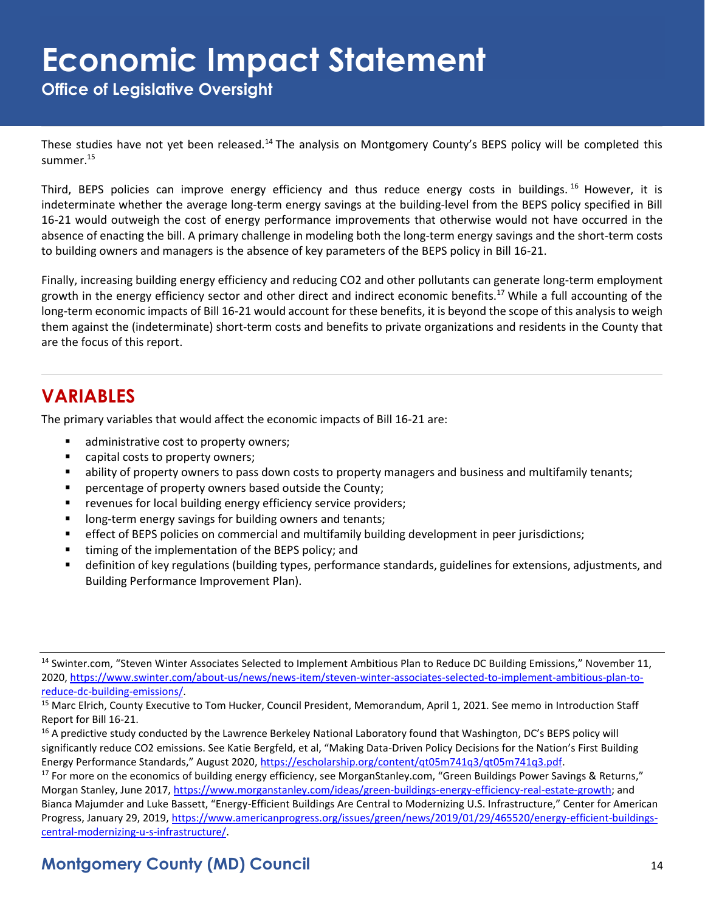These studies have not yet been released.[14] The analysis on Montgomery County's BEPS policy will be completed this summer.[15]

Third, BEPS policies can improve energy efficiency and thus reduce energy costs in buildings.[16] However, it is indeterminate whether the average long-term energy savings at the building-level from the BEPS policy specified in Bill 16-21 would outweigh the cost of energy performance improvements that otherwise would not have occurred in the absence of enacting the bill. A primary challenge in modeling both the long-term energy savings and the short-term costs to building owners and managers is the absence of key parameters of the BEPS policy in Bill 16-21.

Finally, increasing building energy efficiency and reducing $CO_2$ and other pollutants can generate long-term employment growth in the energy efficiency sector and other direct and indirect economic benefits.[17] While a full accounting of the long-term economic impacts of Bill 16-21 would account for these benefits, it is beyond the scope of this analysis to weigh them against the (indeterminate) short-term costs and benefits to private organizations and residents in the County that are the focus of this report.

## VARIABLES

The primary variables that would affect the economic impacts of Bill 16-21 are:

- administrative cost to property owners;
- capital costs to property owners;
- ability of property owners to pass down costs to property managers and business and multifamily tenants;
- percentage of property owners based outside the County;
- revenues for local building energy efficiency service providers;
- long-term energy savings for building owners and tenants;
- effect of BEPS policies on commercial and multifamily building development in peer jurisdictions;
- timing of the implementation of the BEPS policy; and
- definition of key regulations (building types, performance standards, guidelines for extensions, adjustments, and Building Performance Improvement Plan).

---

[14] Swinter.com, "Steven Winter Associates Selected to Implement Ambitious Plan to Reduce DC Building Emissions," November 11, 2020, https://www.swinter.com/about-us/news/news-item/steven-winter-associates-selected-to-implement-ambitious-plan-to-reduce-dc-building-emissions/.

[15] Marc Elrich, County Executive to Tom Hucker, Council President, Memorandum, April 1, 2021. See memo in Introduction Staff Report for Bill 16-21.

[16] A predictive study conducted by the Lawrence Berkeley National Laboratory found that Washington, DC's BEPS policy will significantly reduce $CO_2$ emissions. See Katie Bergfeld, et al, "Making Data-Driven Policy Decisions for the Nation's First Building Energy Performance Standards," August 2020, https://escholarship.org/content/qt05m741q3/qt05m741q3.pdf.

[17] For more on the economics of building energy efficiency, see MorganStanley.com, "Green Buildings Power Savings & Returns," Morgan Stanley, June 2017, https://www.morganstanley.com/ideas/green-buildings-energy-efficiency-real-estate-growth; and Bianca Majumder and Luke Bassett, "Energy-Efficient Buildings Are Central to Modernizing U.S. Infrastructure," Center for American Progress, January 29, 2019, https://www.americanprogress.org/issues/green/news/2019/01/29/465520/energy-efficient-buildings-central-modernizing-u-s-infrastructure/.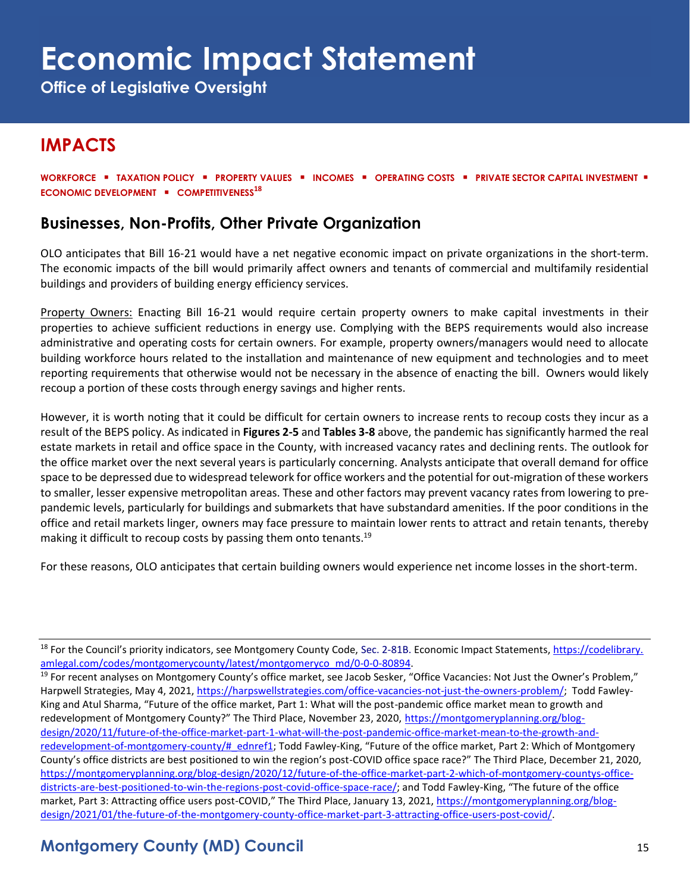# Economic Impact Statement

**Office of Legislative Oversight**

## IMPACTS

**WORKFORCE ▪ TAXATION POLICY ▪ PROPERTY VALUES ▪ INCOMES ▪ OPERATING COSTS ▪ PRIVATE SECTOR CAPITAL INVESTMENT ▪ ECONOMIC DEVELOPMENT ▪ COMPETITIVENESS[18]**

### Businesses, Non-Profits, Other Private Organization

OLO anticipates that Bill 16-21 would have a net negative economic impact on private organizations in the short-term. The economic impacts of the bill would primarily affect owners and tenants of commercial and multifamily residential buildings and providers of building energy efficiency services.

Property Owners: Enacting Bill 16-21 would require certain property owners to make capital investments in their properties to achieve sufficient reductions in energy use. Complying with the BEPS requirements would also increase administrative and operating costs for certain owners. For example, property owners/managers would need to allocate building workforce hours related to the installation and maintenance of new equipment and technologies and to meet reporting requirements that otherwise would not be necessary in the absence of enacting the bill. Owners would likely recoup a portion of these costs through energy savings and higher rents.

However, it is worth noting that it could be difficult for certain owners to increase rents to recoup costs they incur as a result of the BEPS policy. As indicated in **Figures 2-5** and **Tables 3-8** above, the pandemic has significantly harmed the real estate markets in retail and office space in the County, with increased vacancy rates and declining rents. The outlook for the office market over the next several years is particularly concerning. Analysts anticipate that overall demand for office space to be depressed due to widespread telework for office workers and the potential for out-migration of these workers to smaller, lesser expensive metropolitan areas. These and other factors may prevent vacancy rates from lowering to pre-pandemic levels, particularly for buildings and submarkets that have substandard amenities. If the poor conditions in the office and retail markets linger, owners may face pressure to maintain lower rents to attract and retain tenants, thereby making it difficult to recoup costs by passing them onto tenants.[19]

For these reasons, OLO anticipates that certain building owners would experience net income losses in the short-term.

---

[18] For the Council's priority indicators, see Montgomery County Code, Sec. 2-81B. Economic Impact Statements, https://codelibrary.amlegal.com/codes/montgomerycounty/latest/montgomeryco_md/0-0-0-80894.

[19] For recent analyses on Montgomery County's office market, see Jacob Sesker, "Office Vacancies: Not Just the Owner's Problem," Harpwell Strategies, May 4, 2021, https://harpswellstrategies.com/office-vacancies-not-just-the-owners-problem/; Todd Fawley-King and Atul Sharma, "Future of the office market, Part 1: What will the post-pandemic office market mean to growth and redevelopment of Montgomery County?" The Third Place, November 23, 2020, https://montgomeryplanning.org/blog-design/2020/11/future-of-the-office-market-part-1-what-will-the-post-pandemic-office-market-mean-to-the-growth-and-redevelopment-of-montgomery-county/#_ednref1; Todd Fawley-King, "Future of the office market, Part 2: Which of Montgomery County's office districts are best positioned to win the region's post-COVID office space race?" The Third Place, December 21, 2020, https://montgomeryplanning.org/blog-design/2020/12/future-of-the-office-market-part-2-which-of-montgomery-countys-office-districts-are-best-positioned-to-win-the-regions-post-covid-office-space-race/; and Todd Fawley-King, "The future of the office market, Part 3: Attracting office users post-COVID," The Third Place, January 13, 2021, https://montgomeryplanning.org/blog-design/2021/01/the-future-of-the-montgomery-county-office-market-part-3-attracting-office-users-post-covid/.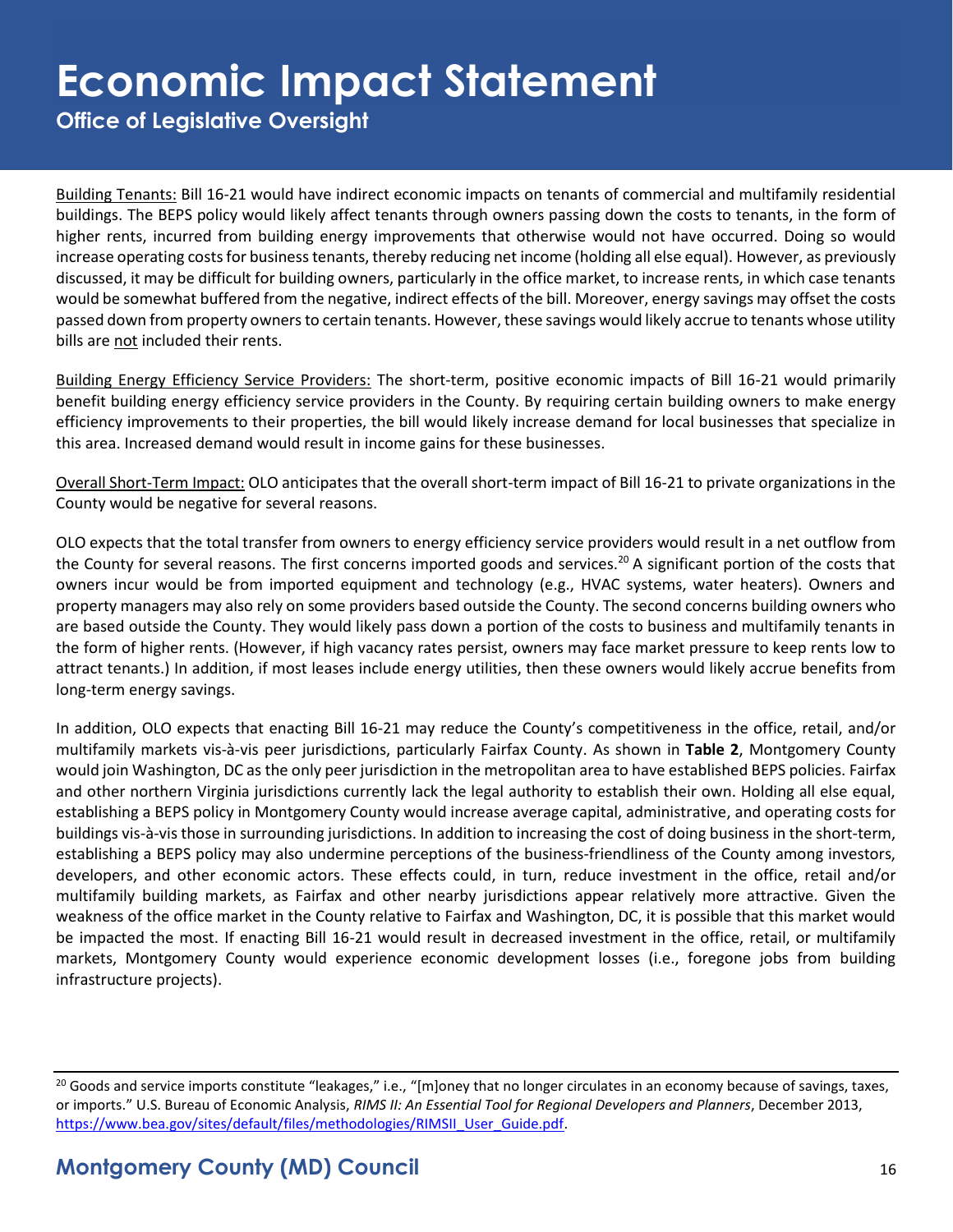Building Tenants: Bill 16-21 would have indirect economic impacts on tenants of commercial and multifamily residential buildings. The BEPS policy would likely affect tenants through owners passing down the costs to tenants, in the form of higher rents, incurred from building energy improvements that otherwise would not have occurred. Doing so would increase operating costs for business tenants, thereby reducing net income (holding all else equal). However, as previously discussed, it may be difficult for building owners, particularly in the office market, to increase rents, in which case tenants would be somewhat buffered from the negative, indirect effects of the bill. Moreover, energy savings may offset the costs passed down from property owners to certain tenants. However, these savings would likely accrue to tenants whose utility bills are not included their rents.

Building Energy Efficiency Service Providers: The short-term, positive economic impacts of Bill 16-21 would primarily benefit building energy efficiency service providers in the County. By requiring certain building owners to make energy efficiency improvements to their properties, the bill would likely increase demand for local businesses that specialize in this area. Increased demand would result in income gains for these businesses.

Overall Short-Term Impact: OLO anticipates that the overall short-term impact of Bill 16-21 to private organizations in the County would be negative for several reasons.

OLO expects that the total transfer from owners to energy efficiency service providers would result in a net outflow from the County for several reasons. The first concerns imported goods and services.[20] A significant portion of the costs that owners incur would be from imported equipment and technology (e.g., HVAC systems, water heaters). Owners and property managers may also rely on some providers based outside the County. The second concerns building owners who are based outside the County. They would likely pass down a portion of the costs to business and multifamily tenants in the form of higher rents. (However, if high vacancy rates persist, owners may face market pressure to keep rents low to attract tenants.) In addition, if most leases include energy utilities, then these owners would likely accrue benefits from long-term energy savings.

In addition, OLO expects that enacting Bill 16-21 may reduce the County's competitiveness in the office, retail, and/or multifamily markets vis-à-vis peer jurisdictions, particularly Fairfax County. As shown in **Table 2**, Montgomery County would join Washington, DC as the only peer jurisdiction in the metropolitan area to have established BEPS policies. Fairfax and other northern Virginia jurisdictions currently lack the legal authority to establish their own. Holding all else equal, establishing a BEPS policy in Montgomery County would increase average capital, administrative, and operating costs for buildings vis-à-vis those in surrounding jurisdictions. In addition to increasing the cost of doing business in the short-term, establishing a BEPS policy may also undermine perceptions of the business-friendliness of the County among investors, developers, and other economic actors. These effects could, in turn, reduce investment in the office, retail and/or multifamily building markets, as Fairfax and other nearby jurisdictions appear relatively more attractive. Given the weakness of the office market in the County relative to Fairfax and Washington, DC, it is possible that this market would be impacted the most. If enacting Bill 16-21 would result in decreased investment in the office, retail, or multifamily markets, Montgomery County would experience economic development losses (i.e., foregone jobs from building infrastructure projects).

---

[20] Goods and service imports constitute "leakages," i.e., "[m]oney that no longer circulates in an economy because of savings, taxes, or imports." U.S. Bureau of Economic Analysis, *RIMS II: An Essential Tool for Regional Developers and Planners*, December 2013, https://www.bea.gov/sites/default/files/methodologies/RIMSII_User_Guide.pdf.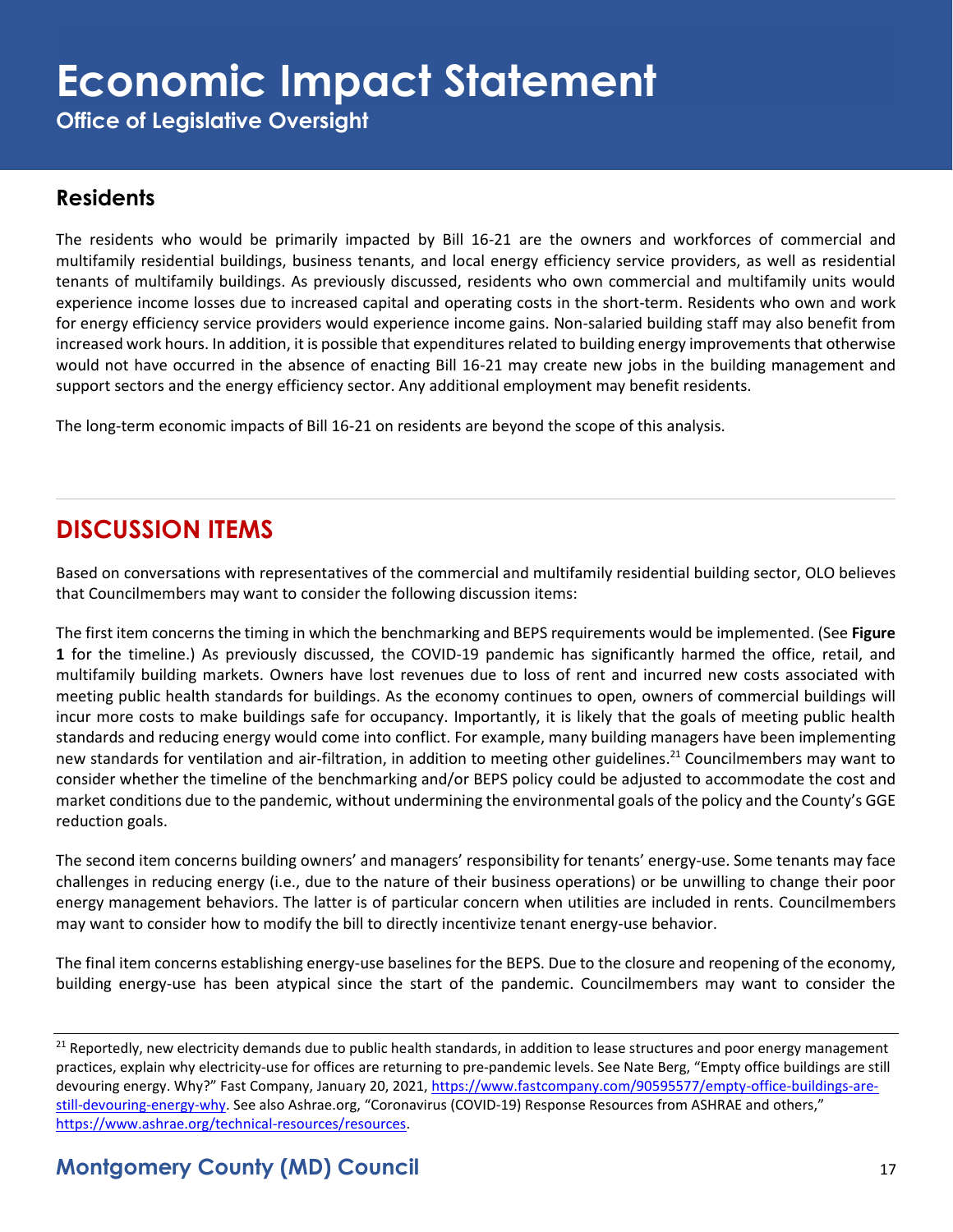## Residents

The residents who would be primarily impacted by Bill 16-21 are the owners and workforces of commercial and multifamily residential buildings, business tenants, and local energy efficiency service providers, as well as residential tenants of multifamily buildings. As previously discussed, residents who own commercial and multifamily units would experience income losses due to increased capital and operating costs in the short-term. Residents who own and work for energy efficiency service providers would experience income gains. Non-salaried building staff may also benefit from increased work hours. In addition, it is possible that expenditures related to building energy improvements that otherwise would not have occurred in the absence of enacting Bill 16-21 may create new jobs in the building management and support sectors and the energy efficiency sector. Any additional employment may benefit residents.

The long-term economic impacts of Bill 16-21 on residents are beyond the scope of this analysis.

# DISCUSSION ITEMS

Based on conversations with representatives of the commercial and multifamily residential building sector, OLO believes that Councilmembers may want to consider the following discussion items:

The first item concerns the timing in which the benchmarking and BEPS requirements would be implemented. (See **Figure 1** for the timeline.) As previously discussed, the COVID-19 pandemic has significantly harmed the office, retail, and multifamily building markets. Owners have lost revenues due to loss of rent and incurred new costs associated with meeting public health standards for buildings. As the economy continues to open, owners of commercial buildings will incur more costs to make buildings safe for occupancy. Importantly, it is likely that the goals of meeting public health standards and reducing energy would come into conflict. For example, many building managers have been implementing new standards for ventilation and air-filtration, in addition to meeting other guidelines.[21] Councilmembers may want to consider whether the timeline of the benchmarking and/or BEPS policy could be adjusted to accommodate the cost and market conditions due to the pandemic, without undermining the environmental goals of the policy and the County's GGE reduction goals.

The second item concerns building owners' and managers' responsibility for tenants' energy-use. Some tenants may face challenges in reducing energy (i.e., due to the nature of their business operations) or be unwilling to change their poor energy management behaviors. The latter is of particular concern when utilities are included in rents. Councilmembers may want to consider how to modify the bill to directly incentivize tenant energy-use behavior.

The final item concerns establishing energy-use baselines for the BEPS. Due to the closure and reopening of the economy, building energy-use has been atypical since the start of the pandemic. Councilmembers may want to consider the

---

[21] Reportedly, new electricity demands due to public health standards, in addition to lease structures and poor energy management practices, explain why electricity-use for offices are returning to pre-pandemic levels. See Nate Berg, "Empty office buildings are still devouring energy. Why?" Fast Company, January 20, 2021, https://www.fastcompany.com/90595577/empty-office-buildings-are-still-devouring-energy-why. See also Ashrae.org, "Coronavirus (COVID-19) Response Resources from ASHRAE and others," https://www.ashrae.org/technical-resources/resources.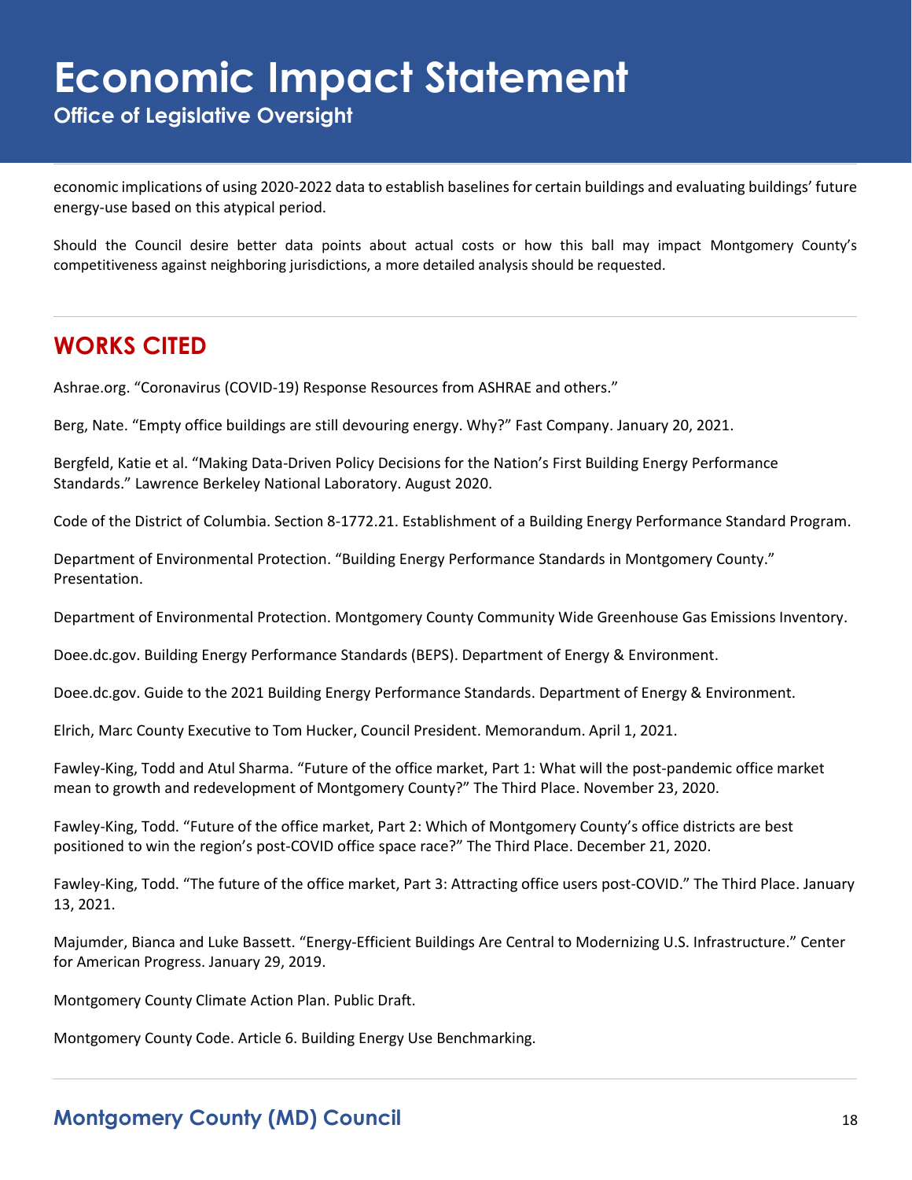economic implications of using 2020-2022 data to establish baselines for certain buildings and evaluating buildings' future energy-use based on this atypical period.

Should the Council desire better data points about actual costs or how this ball may impact Montgomery County's competitiveness against neighboring jurisdictions, a more detailed analysis should be requested.

## WORKS CITED

Ashrae.org. "Coronavirus (COVID-19) Response Resources from ASHRAE and others."

Berg, Nate. "Empty office buildings are still devouring energy. Why?" Fast Company. January 20, 2021.

Bergfeld, Katie et al. "Making Data-Driven Policy Decisions for the Nation's First Building Energy Performance Standards." Lawrence Berkeley National Laboratory. August 2020.

Code of the District of Columbia. Section 8-1772.21. Establishment of a Building Energy Performance Standard Program.

Department of Environmental Protection. "Building Energy Performance Standards in Montgomery County." Presentation.

Department of Environmental Protection. Montgomery County Community Wide Greenhouse Gas Emissions Inventory.

Doee.dc.gov. Building Energy Performance Standards (BEPS). Department of Energy & Environment.

Doee.dc.gov. Guide to the 2021 Building Energy Performance Standards. Department of Energy & Environment.

Elrich, Marc County Executive to Tom Hucker, Council President. Memorandum. April 1, 2021.

Fawley-King, Todd and Atul Sharma. "Future of the office market, Part 1: What will the post-pandemic office market mean to growth and redevelopment of Montgomery County?" The Third Place. November 23, 2020.

Fawley-King, Todd. "Future of the office market, Part 2: Which of Montgomery County's office districts are best positioned to win the region's post-COVID office space race?" The Third Place. December 21, 2020.

Fawley-King, Todd. "The future of the office market, Part 3: Attracting office users post-COVID." The Third Place. January 13, 2021.

Majumder, Bianca and Luke Bassett. "Energy-Efficient Buildings Are Central to Modernizing U.S. Infrastructure." Center for American Progress. January 29, 2019.

Montgomery County Climate Action Plan. Public Draft.

Montgomery County Code. Article 6. Building Energy Use Benchmarking.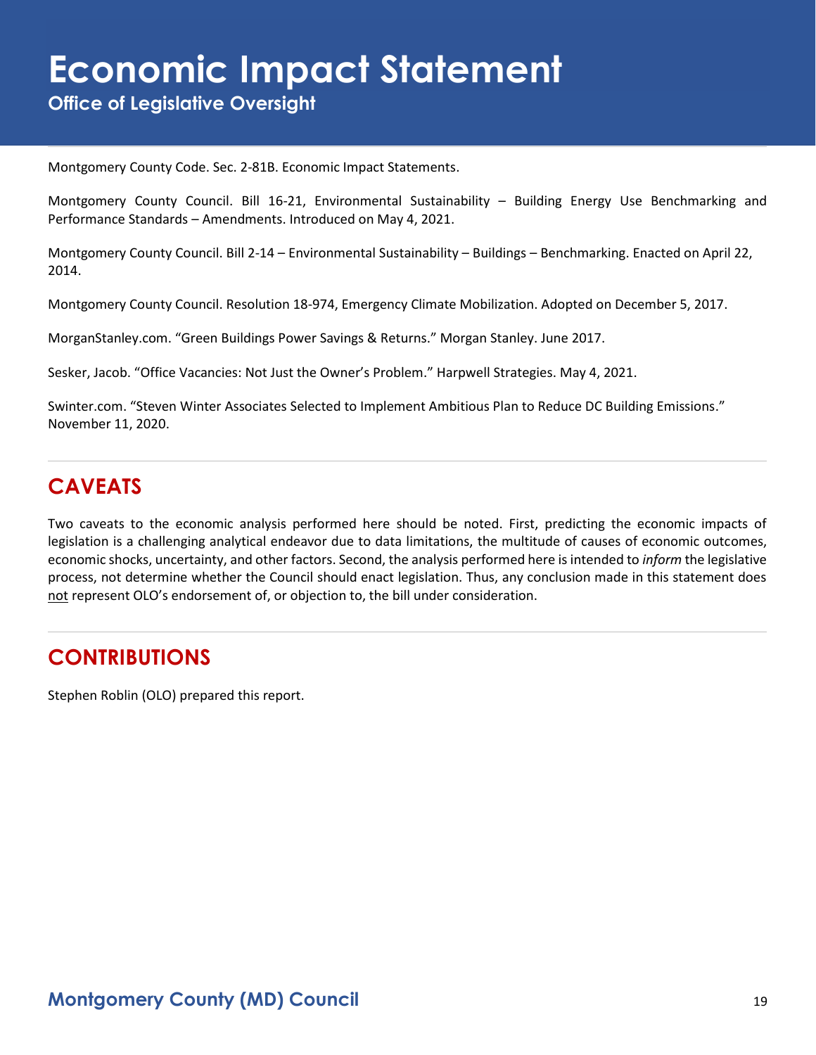Montgomery County Code. Sec. 2-81B. Economic Impact Statements.

Montgomery County Council. Bill 16-21, Environmental Sustainability – Building Energy Use Benchmarking and Performance Standards – Amendments. Introduced on May 4, 2021.

Montgomery County Council. Bill 2-14 – Environmental Sustainability – Buildings – Benchmarking. Enacted on April 22, 2014.

Montgomery County Council. Resolution 18-974, Emergency Climate Mobilization. Adopted on December 5, 2017.

MorganStanley.com. "Green Buildings Power Savings & Returns." Morgan Stanley. June 2017.

Sesker, Jacob. "Office Vacancies: Not Just the Owner's Problem." Harpwell Strategies. May 4, 2021.

Swinter.com. "Steven Winter Associates Selected to Implement Ambitious Plan to Reduce DC Building Emissions." November 11, 2020.

## CAVEATS

Two caveats to the economic analysis performed here should be noted. First, predicting the economic impacts of legislation is a challenging analytical endeavor due to data limitations, the multitude of causes of economic outcomes, economic shocks, uncertainty, and other factors. Second, the analysis performed here is intended to *inform* the legislative process, not determine whether the Council should enact legislation. Thus, any conclusion made in this statement does not represent OLO's endorsement of, or objection to, the bill under consideration.

## CONTRIBUTIONS

Stephen Roblin (OLO) prepared this report.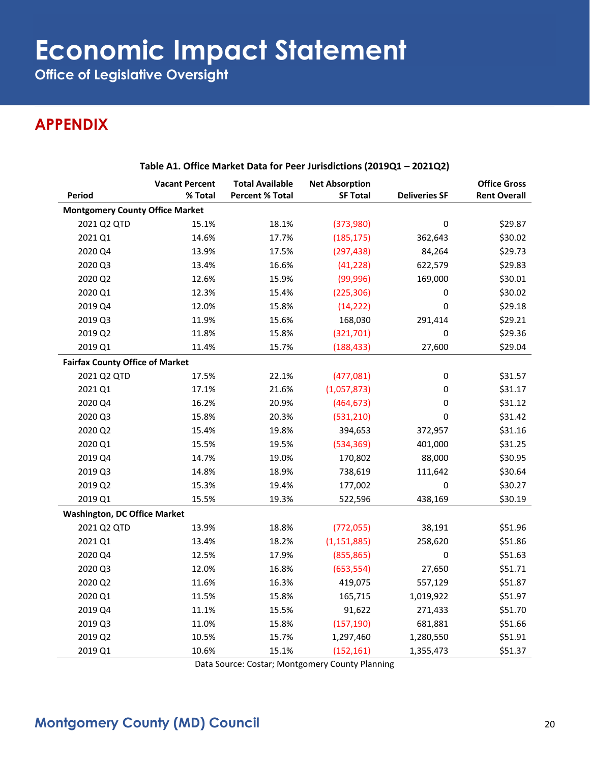# Economic Impact Statement

**Office of Legislative Oversight**

## APPENDIX

**Table A1. Office Market Data for Peer Jurisdictions (2019Q1 – 2021Q2)**

| Period | Vacant Percent % Total | Total Available Percent % Total | Net Absorption SF Total | Deliveries SF | Office Gross Rent Overall |
|---|---|---|---|---|---|
| **Montgomery County Office Market** | | | | | |
| 2021 Q2 QTD | 15.1% | 18.1% | (373,980) | 0 | $29.87 |
| 2021 Q1 | 14.6% | 17.7% | (185,175) | 362,643 | $30.02 |
| 2020 Q4 | 13.9% | 17.5% | (297,438) | 84,264 | $29.73 |
| 2020 Q3 | 13.4% | 16.6% | (41,228) | 622,579 | $29.83 |
| 2020 Q2 | 12.6% | 15.9% | (99,996) | 169,000 | $30.01 |
| 2020 Q1 | 12.3% | 15.4% | (225,306) | 0 | $30.02 |
| 2019 Q4 | 12.0% | 15.8% | (14,222) | 0 | $29.18 |
| 2019 Q3 | 11.9% | 15.6% | 168,030 | 291,414 | $29.21 |
| 2019 Q2 | 11.8% | 15.8% | (321,701) | 0 | $29.36 |
| 2019 Q1 | 11.4% | 15.7% | (188,433) | 27,600 | $29.04 |
| **Fairfax County Office of Market** | | | | | |
| 2021 Q2 QTD | 17.5% | 22.1% | (477,081) | 0 | $31.57 |
| 2021 Q1 | 17.1% | 21.6% | (1,057,873) | 0 | $31.17 |
| 2020 Q4 | 16.2% | 20.9% | (464,673) | 0 | $31.12 |
| 2020 Q3 | 15.8% | 20.3% | (531,210) | 0 | $31.42 |
| 2020 Q2 | 15.4% | 19.8% | 394,653 | 372,957 | $31.16 |
| 2020 Q1 | 15.5% | 19.5% | (534,369) | 401,000 | $31.25 |
| 2019 Q4 | 14.7% | 19.0% | 170,802 | 88,000 | $30.95 |
| 2019 Q3 | 14.8% | 18.9% | 738,619 | 111,642 | $30.64 |
| 2019 Q2 | 15.3% | 19.4% | 177,002 | 0 | $30.27 |
| 2019 Q1 | 15.5% | 19.3% | 522,596 | 438,169 | $30.19 |
| **Washington, DC Office Market** | | | | | |
| 2021 Q2 QTD | 13.9% | 18.8% | (772,055) | 38,191 | $51.96 |
| 2021 Q1 | 13.4% | 18.2% | (1,151,885) | 258,620 | $51.86 |
| 2020 Q4 | 12.5% | 17.9% | (855,865) | 0 | $51.63 |
| 2020 Q3 | 12.0% | 16.8% | (653,554) | 27,650 | $51.71 |
| 2020 Q2 | 11.6% | 16.3% | 419,075 | 557,129 | $51.87 |
| 2020 Q1 | 11.5% | 15.8% | 165,715 | 1,019,922 | $51.97 |
| 2019 Q4 | 11.1% | 15.5% | 91,622 | 271,433 | $51.70 |
| 2019 Q3 | 11.0% | 15.8% | (157,190) | 681,881 | $51.66 |
| 2019 Q2 | 10.5% | 15.7% | 1,297,460 | 1,280,550 | $51.91 |
| 2019 Q1 | 10.6% | 15.1% | (152,161) | 1,355,473 | $51.37 |

Data Source: Costar; Montgomery County Planning

**Montgomery County (MD) Council**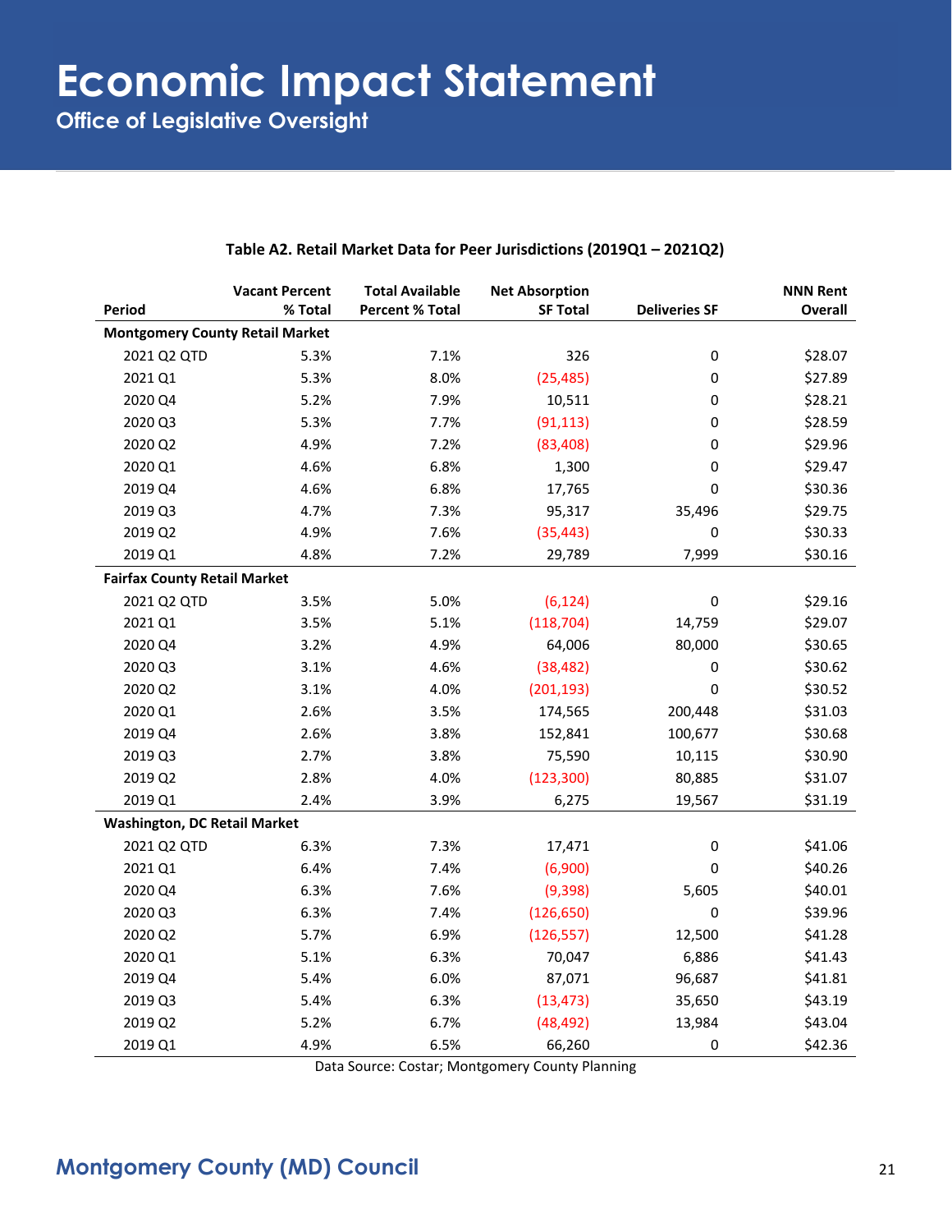# Economic Impact Statement

## Office of Legislative Oversight

**Table A2. Retail Market Data for Peer Jurisdictions (2019Q1 – 2021Q2)**

| Period | Vacant Percent % Total | Total Available Percent % Total | Net Absorption SF Total | Deliveries SF | NNN Rent Overall |
|---|---|---|---|---|---|
| **Montgomery County Retail Market** | | | | | |
| 2021 Q2 QTD | 5.3% | 7.1% | 326 | 0 | $28.07 |
| 2021 Q1 | 5.3% | 8.0% | (25,485) | 0 | $27.89 |
| 2020 Q4 | 5.2% | 7.9% | 10,511 | 0 | $28.21 |
| 2020 Q3 | 5.3% | 7.7% | (91,113) | 0 | $28.59 |
| 2020 Q2 | 4.9% | 7.2% | (83,408) | 0 | $29.96 |
| 2020 Q1 | 4.6% | 6.8% | 1,300 | 0 | $29.47 |
| 2019 Q4 | 4.6% | 6.8% | 17,765 | 0 | $30.36 |
| 2019 Q3 | 4.7% | 7.3% | 95,317 | 35,496 | $29.75 |
| 2019 Q2 | 4.9% | 7.6% | (35,443) | 0 | $30.33 |
| 2019 Q1 | 4.8% | 7.2% | 29,789 | 7,999 | $30.16 |
| **Fairfax County Retail Market** | | | | | |
| 2021 Q2 QTD | 3.5% | 5.0% | (6,124) | 0 | $29.16 |
| 2021 Q1 | 3.5% | 5.1% | (118,704) | 14,759 | $29.07 |
| 2020 Q4 | 3.2% | 4.9% | 64,006 | 80,000 | $30.65 |
| 2020 Q3 | 3.1% | 4.6% | (38,482) | 0 | $30.62 |
| 2020 Q2 | 3.1% | 4.0% | (201,193) | 0 | $30.52 |
| 2020 Q1 | 2.6% | 3.5% | 174,565 | 200,448 | $31.03 |
| 2019 Q4 | 2.6% | 3.8% | 152,841 | 100,677 | $30.68 |
| 2019 Q3 | 2.7% | 3.8% | 75,590 | 10,115 | $30.90 |
| 2019 Q2 | 2.8% | 4.0% | (123,300) | 80,885 | $31.07 |
| 2019 Q1 | 2.4% | 3.9% | 6,275 | 19,567 | $31.19 |
| **Washington, DC Retail Market** | | | | | |
| 2021 Q2 QTD | 6.3% | 7.3% | 17,471 | 0 | $41.06 |
| 2021 Q1 | 6.4% | 7.4% | (6,900) | 0 | $40.26 |
| 2020 Q4 | 6.3% | 7.6% | (9,398) | 5,605 | $40.01 |
| 2020 Q3 | 6.3% | 7.4% | (126,650) | 0 | $39.96 |
| 2020 Q2 | 5.7% | 6.9% | (126,557) | 12,500 | $41.28 |
| 2020 Q1 | 5.1% | 6.3% | 70,047 | 6,886 | $41.43 |
| 2019 Q4 | 5.4% | 6.0% | 87,071 | 96,687 | $41.81 |
| 2019 Q3 | 5.4% | 6.3% | (13,473) | 35,650 | $43.19 |
| 2019 Q2 | 5.2% | 6.7% | (48,492) | 13,984 | $43.04 |
| 2019 Q1 | 4.9% | 6.5% | 66,260 | 0 | $42.36 |

Data Source: Costar; Montgomery County Planning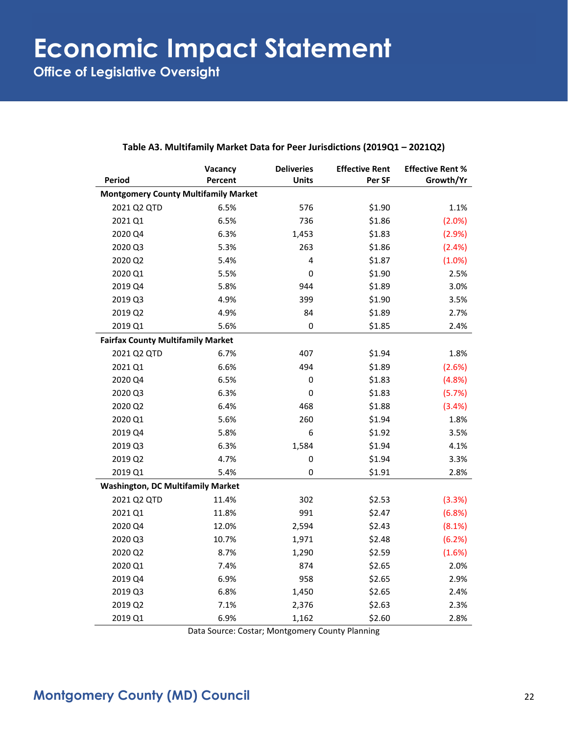# Economic Impact Statement

**Office of Legislative Oversight**

**Table A3. Multifamily Market Data for Peer Jurisdictions (2019Q1 – 2021Q2)**

| Period | Vacancy Percent | Deliveries Units | Effective Rent Per SF | Effective Rent % Growth/Yr |
|---|---|---|---|---|
| **Montgomery County Multifamily Market** | | | | |
| 2021 Q2 QTD | 6.5% | 576 | $1.90 | 1.1% |
| 2021 Q1 | 6.5% | 736 | $1.86 | (2.0%) |
| 2020 Q4 | 6.3% | 1,453 | $1.83 | (2.9%) |
| 2020 Q3 | 5.3% | 263 | $1.86 | (2.4%) |
| 2020 Q2 | 5.4% | 4 | $1.87 | (1.0%) |
| 2020 Q1 | 5.5% | 0 | $1.90 | 2.5% |
| 2019 Q4 | 5.8% | 944 | $1.89 | 3.0% |
| 2019 Q3 | 4.9% | 399 | $1.90 | 3.5% |
| 2019 Q2 | 4.9% | 84 | $1.89 | 2.7% |
| 2019 Q1 | 5.6% | 0 | $1.85 | 2.4% |
| **Fairfax County Multifamily Market** | | | | |
| 2021 Q2 QTD | 6.7% | 407 | $1.94 | 1.8% |
| 2021 Q1 | 6.6% | 494 | $1.89 | (2.6%) |
| 2020 Q4 | 6.5% | 0 | $1.83 | (4.8%) |
| 2020 Q3 | 6.3% | 0 | $1.83 | (5.7%) |
| 2020 Q2 | 6.4% | 468 | $1.88 | (3.4%) |
| 2020 Q1 | 5.6% | 260 | $1.94 | 1.8% |
| 2019 Q4 | 5.8% | 6 | $1.92 | 3.5% |
| 2019 Q3 | 6.3% | 1,584 | $1.94 | 4.1% |
| 2019 Q2 | 4.7% | 0 | $1.94 | 3.3% |
| 2019 Q1 | 5.4% | 0 | $1.91 | 2.8% |
| **Washington, DC Multifamily Market** | | | | |
| 2021 Q2 QTD | 11.4% | 302 | $2.53 | (3.3%) |
| 2021 Q1 | 11.8% | 991 | $2.47 | (6.8%) |
| 2020 Q4 | 12.0% | 2,594 | $2.43 | (8.1%) |
| 2020 Q3 | 10.7% | 1,971 | $2.48 | (6.2%) |
| 2020 Q2 | 8.7% | 1,290 | $2.59 | (1.6%) |
| 2020 Q1 | 7.4% | 874 | $2.65 | 2.0% |
| 2019 Q4 | 6.9% | 958 | $2.65 | 2.9% |
| 2019 Q3 | 6.8% | 1,450 | $2.65 | 2.4% |
| 2019 Q2 | 7.1% | 2,376 | $2.63 | 2.3% |
| 2019 Q1 | 6.9% | 1,162 | $2.60 | 2.8% |

Data Source: Costar; Montgomery County Planning